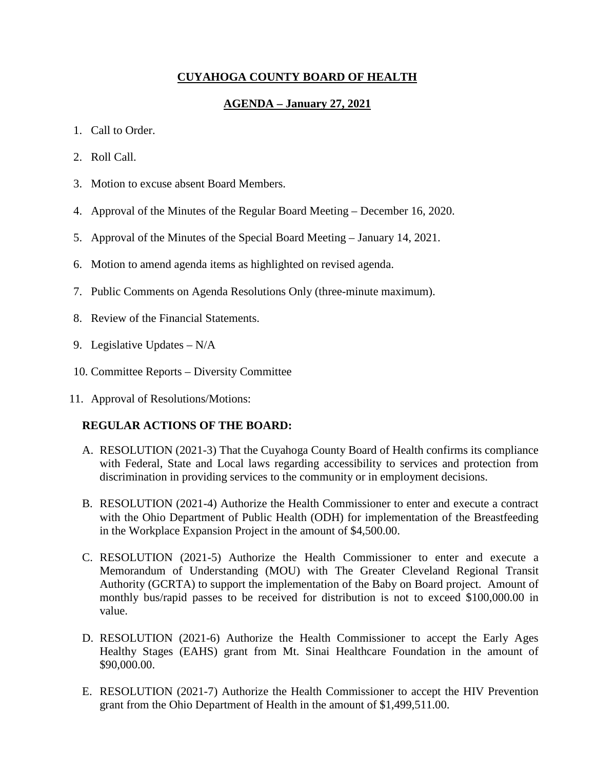# CUYAHOGA COUNTY BOARD OF HEALTH

## AGENDA – January 27, 2021

1. Call to Order.
2. Roll Call.
3. Motion to excuse absent Board Members.
4. Approval of the Minutes of the Regular Board Meeting – December 16, 2020.
5. Approval of the Minutes of the Special Board Meeting – January 14, 2021.
6. Motion to amend agenda items as highlighted on revised agenda.
7. Public Comments on Agenda Resolutions Only (three-minute maximum).
8. Review of the Financial Statements.
9. Legislative Updates – N/A
10. Committee Reports – Diversity Committee
11. Approval of Resolutions/Motions:

**REGULAR ACTIONS OF THE BOARD:**

A. RESOLUTION (2021-3) That the Cuyahoga County Board of Health confirms its compliance with Federal, State and Local laws regarding accessibility to services and protection from discrimination in providing services to the community or in employment decisions.

B. RESOLUTION (2021-4) Authorize the Health Commissioner to enter and execute a contract with the Ohio Department of Public Health (ODH) for implementation of the Breastfeeding in the Workplace Expansion Project in the amount of $4,500.00.

C. RESOLUTION (2021-5) Authorize the Health Commissioner to enter and execute a Memorandum of Understanding (MOU) with The Greater Cleveland Regional Transit Authority (GCRTA) to support the implementation of the Baby on Board project. Amount of monthly bus/rapid passes to be received for distribution is not to exceed $100,000.00 in value.

D. RESOLUTION (2021-6) Authorize the Health Commissioner to accept the Early Ages Healthy Stages (EAHS) grant from Mt. Sinai Healthcare Foundation in the amount of $90,000.00.

E. RESOLUTION (2021-7) Authorize the Health Commissioner to accept the HIV Prevention grant from the Ohio Department of Health in the amount of $1,499,511.00.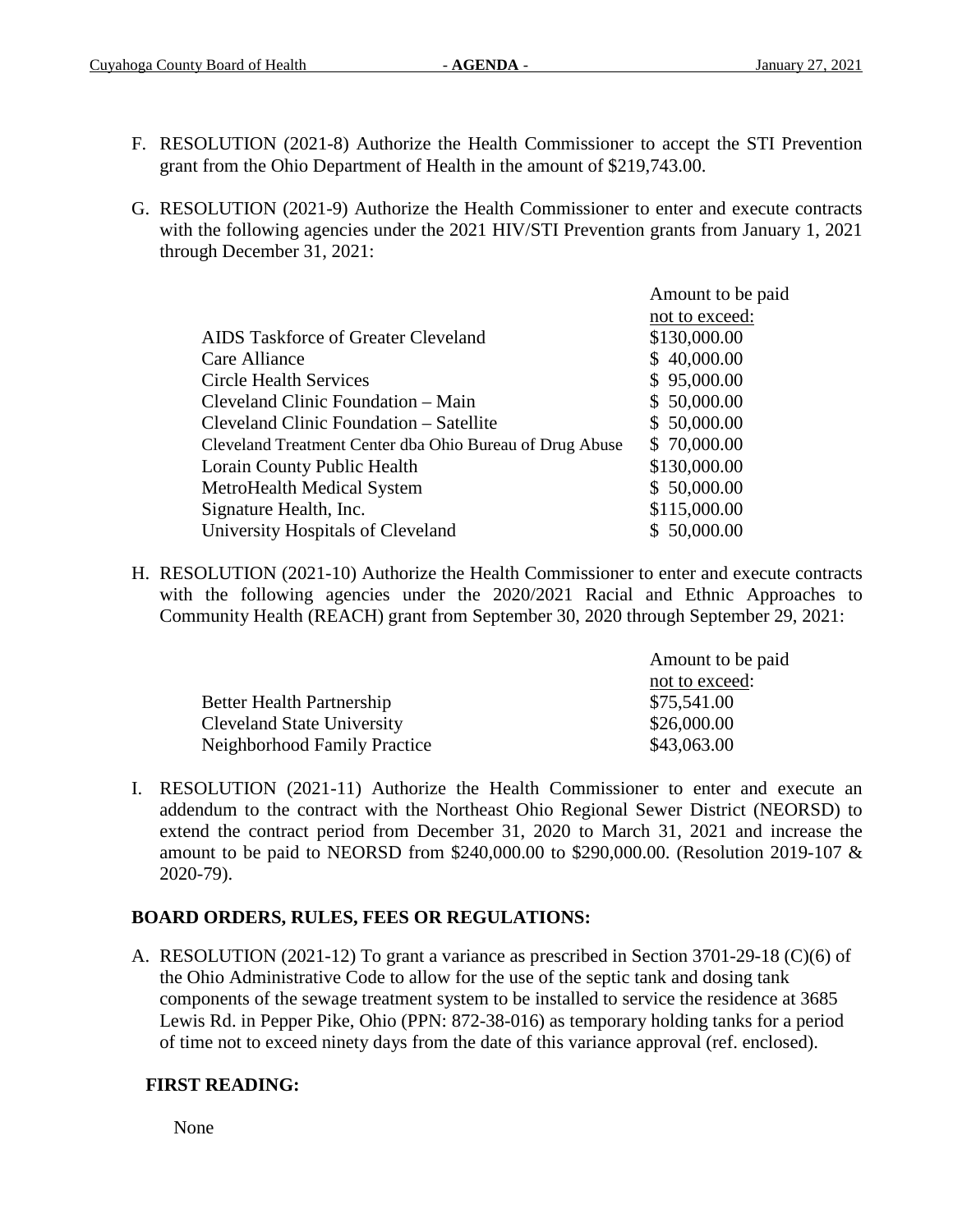F. RESOLUTION (2021-8) Authorize the Health Commissioner to accept the STI Prevention grant from the Ohio Department of Health in the amount of $219,743.00.

G. RESOLUTION (2021-9) Authorize the Health Commissioner to enter and execute contracts with the following agencies under the 2021 HIV/STI Prevention grants from January 1, 2021 through December 31, 2021:

| | Amount to be paid not to exceed: |
|---|---|
| AIDS Taskforce of Greater Cleveland | $130,000.00 |
| Care Alliance | $ 40,000.00 |
| Circle Health Services | $ 95,000.00 |
| Cleveland Clinic Foundation – Main | $ 50,000.00 |
| Cleveland Clinic Foundation – Satellite | $ 50,000.00 |
| Cleveland Treatment Center dba Ohio Bureau of Drug Abuse | $ 70,000.00 |
| Lorain County Public Health | $130,000.00 |
| MetroHealth Medical System | $ 50,000.00 |
| Signature Health, Inc. | $115,000.00 |
| University Hospitals of Cleveland | $ 50,000.00 |

H. RESOLUTION (2021-10) Authorize the Health Commissioner to enter and execute contracts with the following agencies under the 2020/2021 Racial and Ethnic Approaches to Community Health (REACH) grant from September 30, 2020 through September 29, 2021:

| | Amount to be paid not to exceed: |
|---|---|
| Better Health Partnership | $75,541.00 |
| Cleveland State University | $26,000.00 |
| Neighborhood Family Practice | $43,063.00 |

I. RESOLUTION (2021-11) Authorize the Health Commissioner to enter and execute an addendum to the contract with the Northeast Ohio Regional Sewer District (NEORSD) to extend the contract period from December 31, 2020 to March 31, 2021 and increase the amount to be paid to NEORSD from $240,000.00 to $290,000.00. (Resolution 2019-107 & 2020-79).

**BOARD ORDERS, RULES, FEES OR REGULATIONS:**

A. RESOLUTION (2021-12) To grant a variance as prescribed in Section 3701-29-18 (C)(6) of the Ohio Administrative Code to allow for the use of the septic tank and dosing tank components of the sewage treatment system to be installed to service the residence at 3685 Lewis Rd. in Pepper Pike, Ohio (PPN: 872-38-016) as temporary holding tanks for a period of time not to exceed ninety days from the date of this variance approval (ref. enclosed).

**FIRST READING:**

None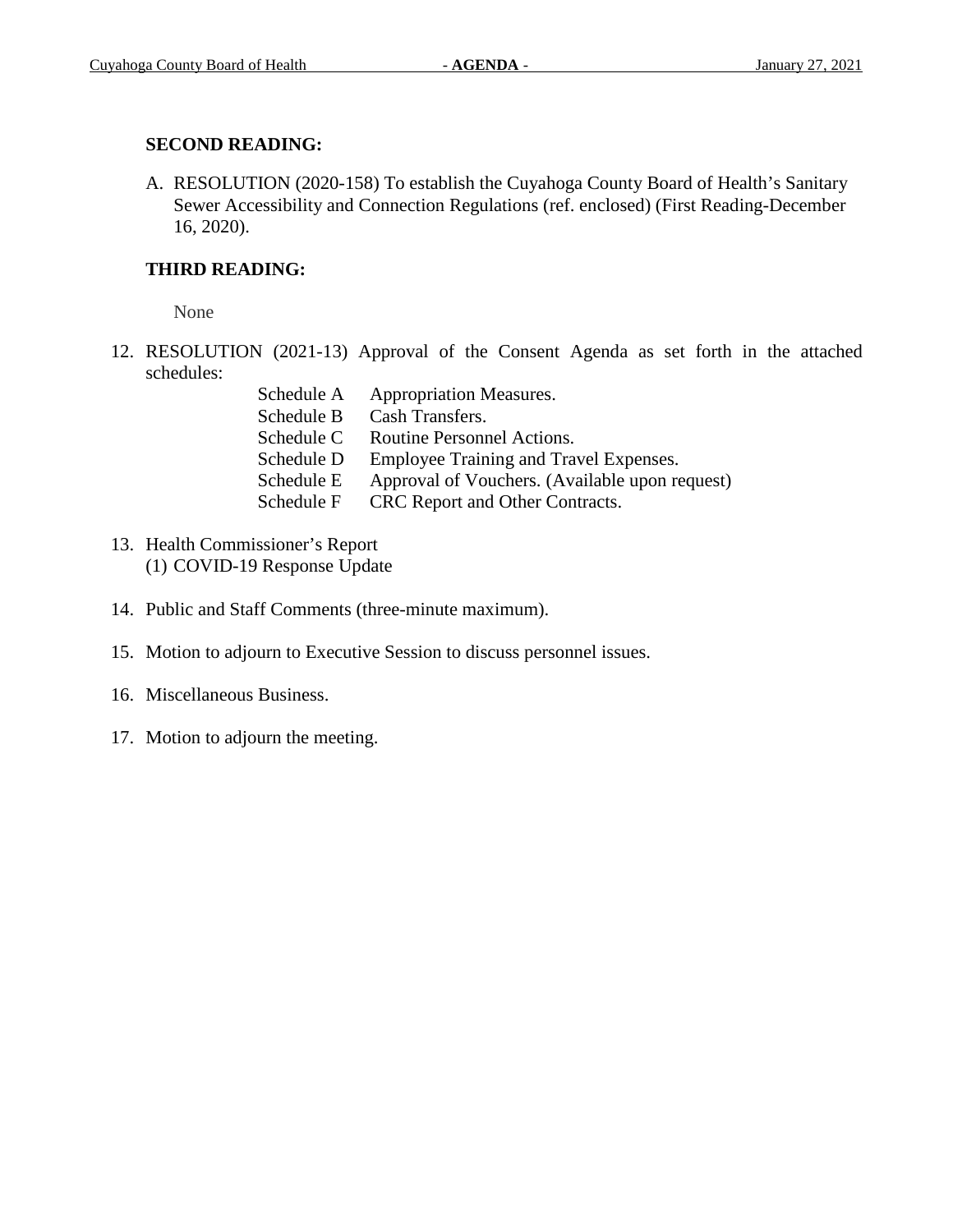**SECOND READING:**

A. RESOLUTION (2020-158) To establish the Cuyahoga County Board of Health's Sanitary Sewer Accessibility and Connection Regulations (ref. enclosed) (First Reading-December 16, 2020).

**THIRD READING:**

None

12. RESOLUTION (2021-13) Approval of the Consent Agenda as set forth in the attached schedules:

    | | |
    |---|---|
    | Schedule A | Appropriation Measures. |
    | Schedule B | Cash Transfers. |
    | Schedule C | Routine Personnel Actions. |
    | Schedule D | Employee Training and Travel Expenses. |
    | Schedule E | Approval of Vouchers. (Available upon request) |
    | Schedule F | CRC Report and Other Contracts. |

13. Health Commissioner's Report
    (1) COVID-19 Response Update

14. Public and Staff Comments (three-minute maximum).

15. Motion to adjourn to Executive Session to discuss personnel issues.

16. Miscellaneous Business.

17. Motion to adjourn the meeting.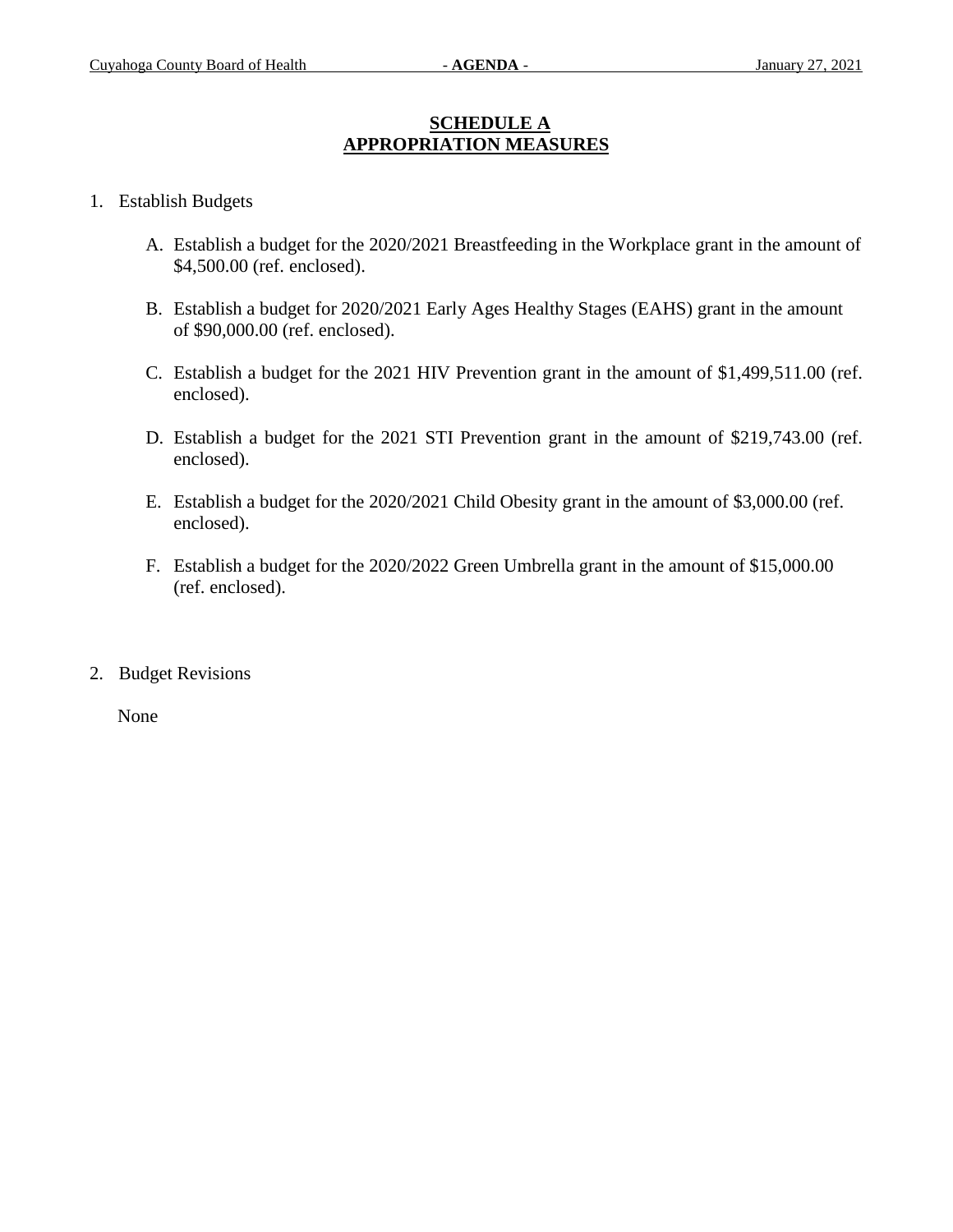## SCHEDULE A
## APPROPRIATION MEASURES

1. Establish Budgets

   A. Establish a budget for the 2020/2021 Breastfeeding in the Workplace grant in the amount of $4,500.00 (ref. enclosed).

   B. Establish a budget for 2020/2021 Early Ages Healthy Stages (EAHS) grant in the amount of $90,000.00 (ref. enclosed).

   C. Establish a budget for the 2021 HIV Prevention grant in the amount of $1,499,511.00 (ref. enclosed).

   D. Establish a budget for the 2021 STI Prevention grant in the amount of $219,743.00 (ref. enclosed).

   E. Establish a budget for the 2020/2021 Child Obesity grant in the amount of $3,000.00 (ref. enclosed).

   F. Establish a budget for the 2020/2022 Green Umbrella grant in the amount of $15,000.00 (ref. enclosed).

2. Budget Revisions

   None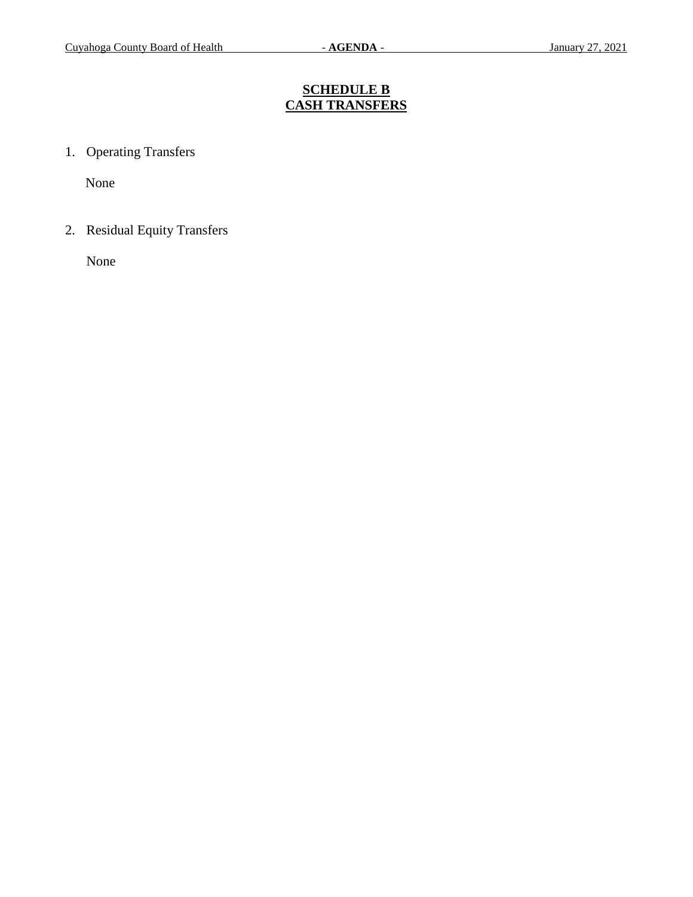# SCHEDULE B
# CASH TRANSFERS

1. Operating Transfers

   None

2. Residual Equity Transfers

   None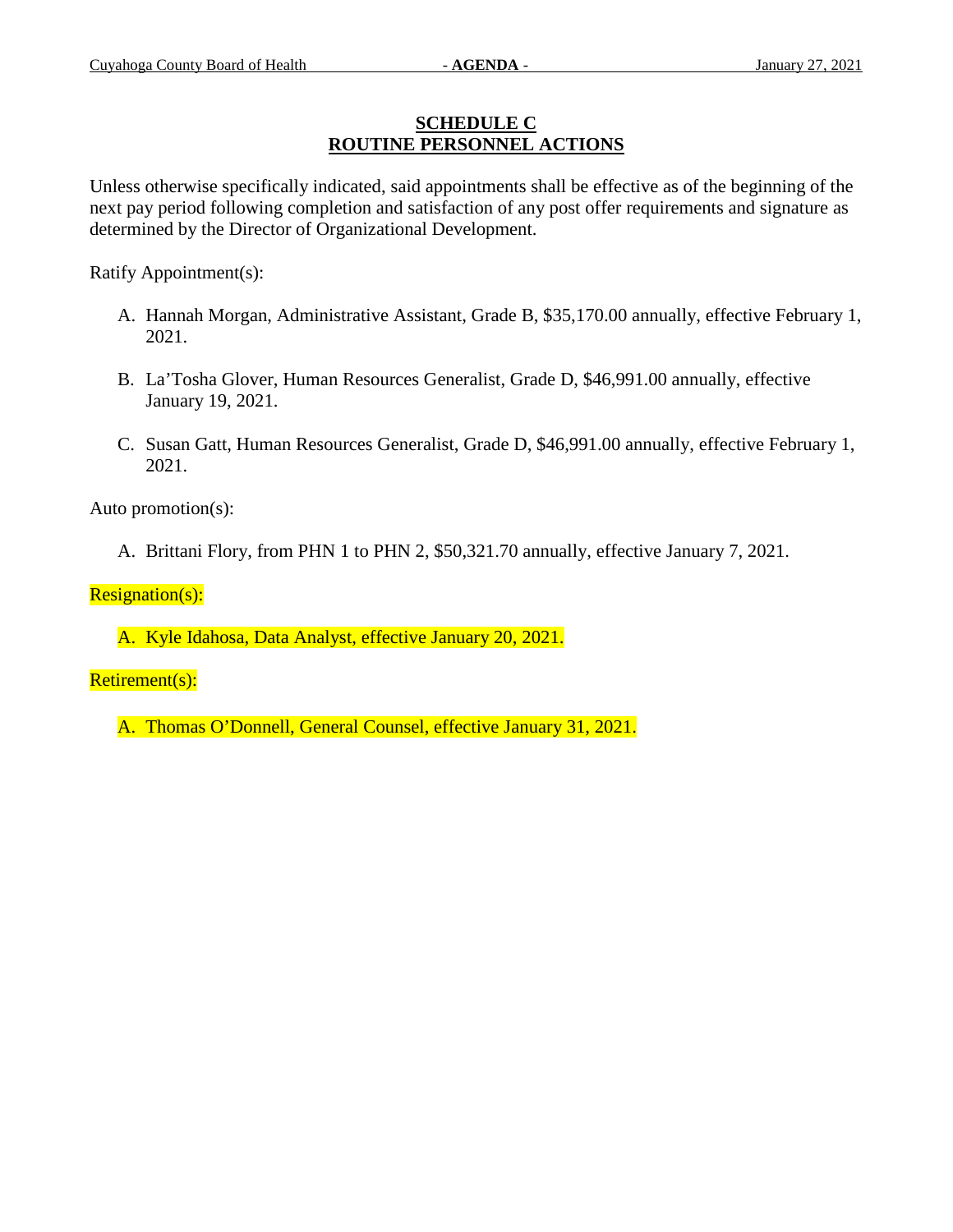## SCHEDULE C
## ROUTINE PERSONNEL ACTIONS

Unless otherwise specifically indicated, said appointments shall be effective as of the beginning of the next pay period following completion and satisfaction of any post offer requirements and signature as determined by the Director of Organizational Development.

Ratify Appointment(s):

A. Hannah Morgan, Administrative Assistant, Grade B, $35,170.00 annually, effective February 1, 2021.

B. La'Tosha Glover, Human Resources Generalist, Grade D, $46,991.00 annually, effective January 19, 2021.

C. Susan Gatt, Human Resources Generalist, Grade D, $46,991.00 annually, effective February 1, 2021.

Auto promotion(s):

A. Brittani Flory, from PHN 1 to PHN 2, $50,321.70 annually, effective January 7, 2021.

Resignation(s):

A. Kyle Idahosa, Data Analyst, effective January 20, 2021.

Retirement(s):

A. Thomas O'Donnell, General Counsel, effective January 31, 2021.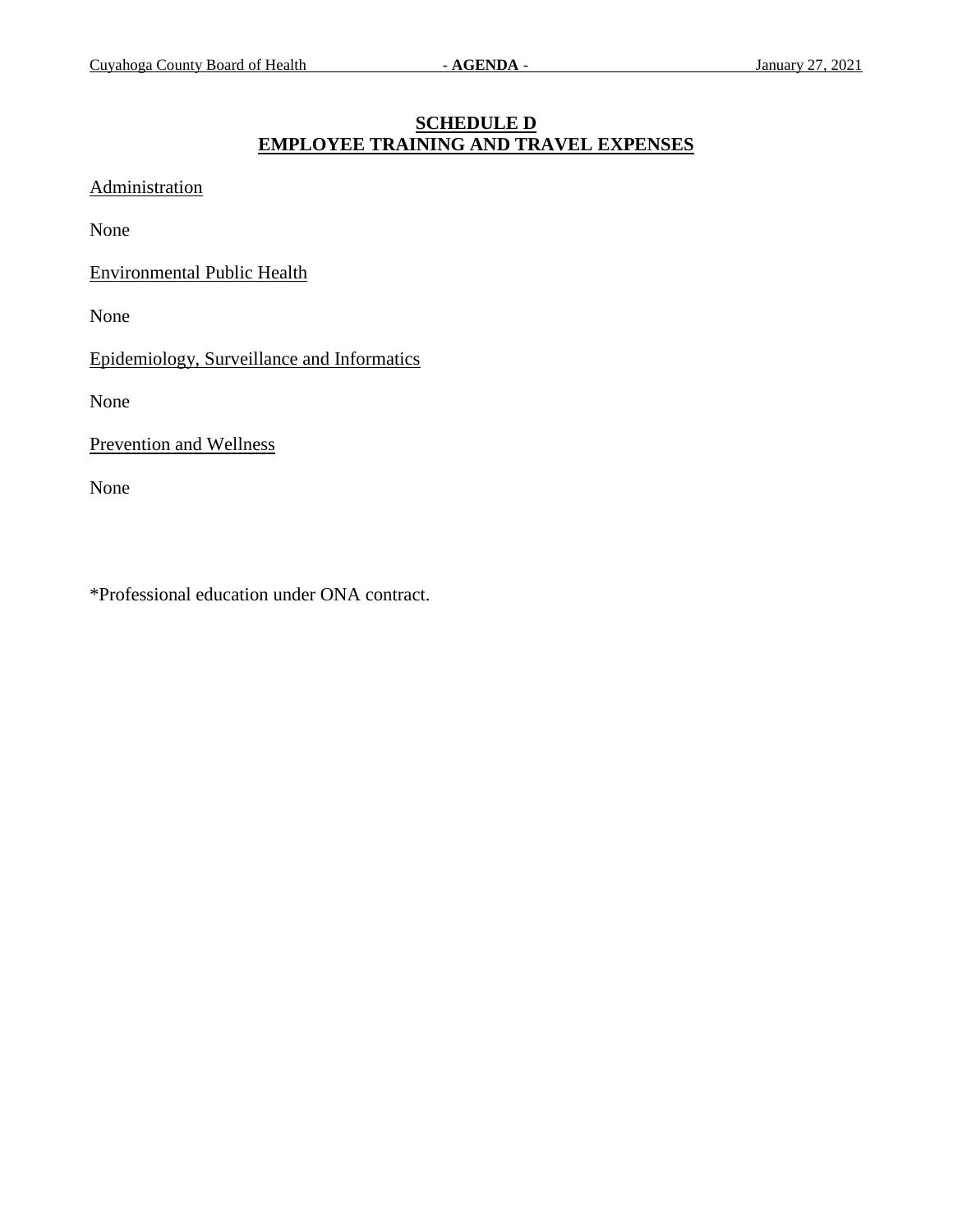# SCHEDULE D
# EMPLOYEE TRAINING AND TRAVEL EXPENSES

Administration

None

Environmental Public Health

None

Epidemiology, Surveillance and Informatics

None

Prevention and Wellness

None

*Professional education under ONA contract.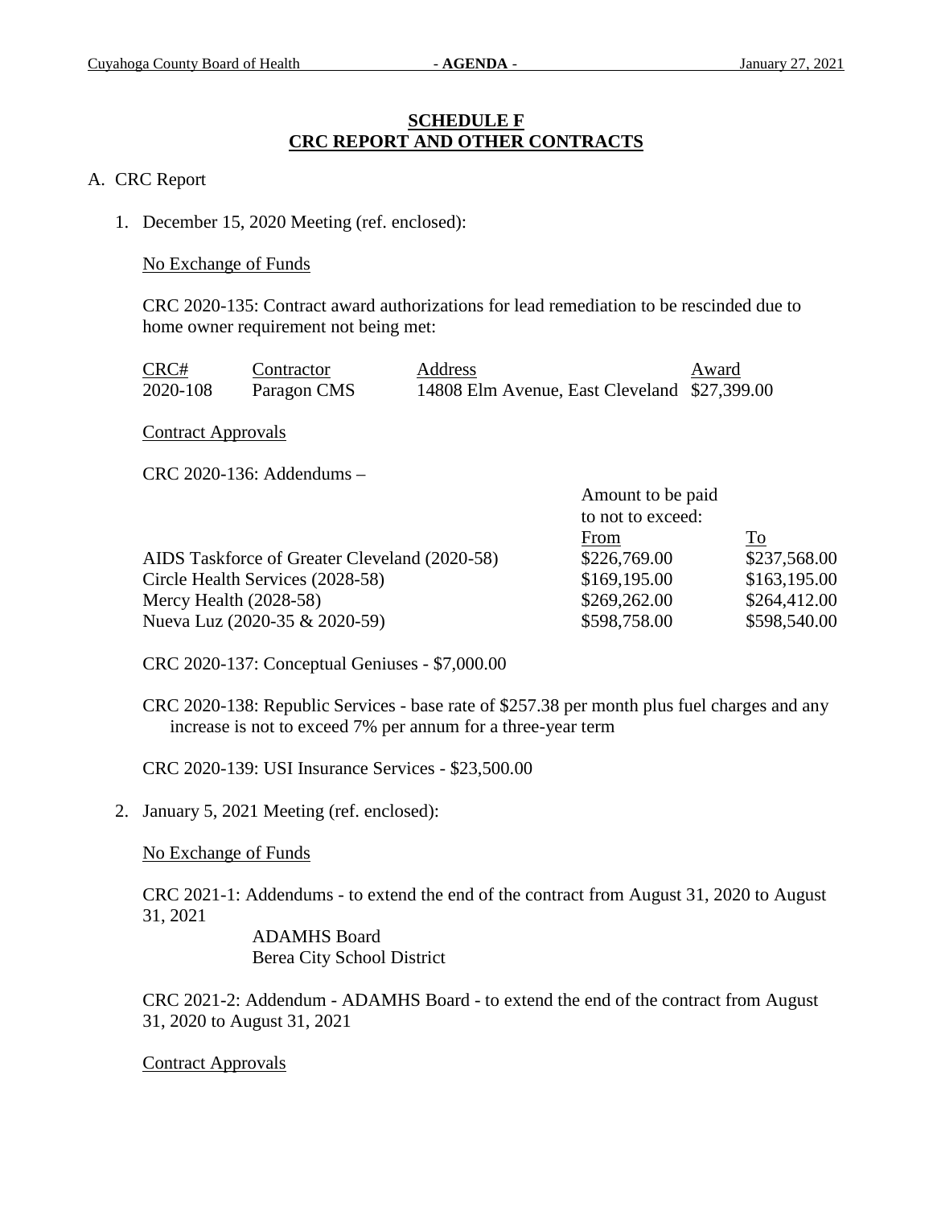## SCHEDULE F
## CRC REPORT AND OTHER CONTRACTS

A. CRC Report

1. December 15, 2020 Meeting (ref. enclosed):

   No Exchange of Funds

   CRC 2020-135: Contract award authorizations for lead remediation to be rescinded due to home owner requirement not being met:

   | CRC# | Contractor | Address | Award |
   |---|---|---|---|
   | 2020-108 | Paragon CMS | 14808 Elm Avenue, East Cleveland | $27,399.00 |

   Contract Approvals

   CRC 2020-136: Addendums –

   | | Amount to be paid to not to exceed: From | To |
   |---|---|---|
   | AIDS Taskforce of Greater Cleveland (2020-58) | $226,769.00 | $237,568.00 |
   | Circle Health Services (2028-58) | $169,195.00 | $163,195.00 |
   | Mercy Health (2028-58) | $269,262.00 | $264,412.00 |
   | Nueva Luz (2020-35 & 2020-59) | $598,758.00 | $598,540.00 |

   CRC 2020-137: Conceptual Geniuses - $7,000.00

   CRC 2020-138: Republic Services - base rate of $257.38 per month plus fuel charges and any increase is not to exceed 7% per annum for a three-year term

   CRC 2020-139: USI Insurance Services - $23,500.00

2. January 5, 2021 Meeting (ref. enclosed):

   No Exchange of Funds

   CRC 2021-1: Addendums - to extend the end of the contract from August 31, 2020 to August 31, 2021

   ADAMHS Board
   Berea City School District

   CRC 2021-2: Addendum - ADAMHS Board - to extend the end of the contract from August 31, 2020 to August 31, 2021

   Contract Approvals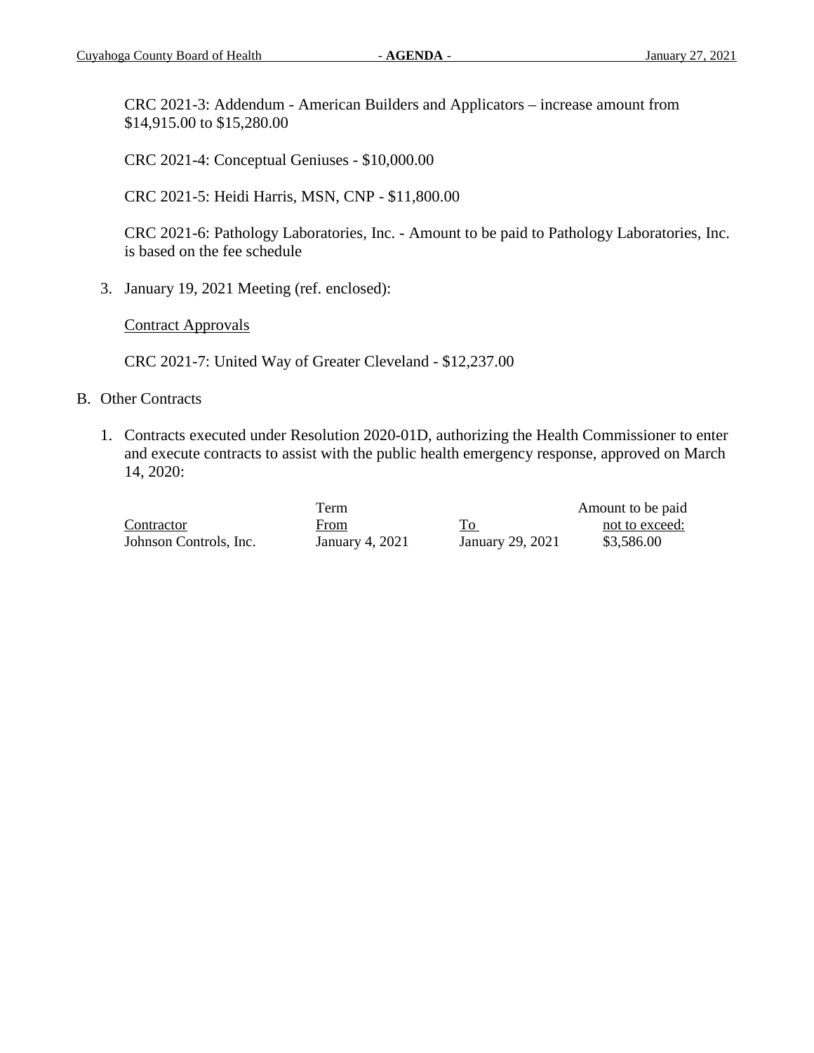CRC 2021-3: Addendum - American Builders and Applicators – increase amount from $14,915.00 to $15,280.00

CRC 2021-4: Conceptual Geniuses - $10,000.00

CRC 2021-5: Heidi Harris, MSN, CNP - $11,800.00

CRC 2021-6: Pathology Laboratories, Inc. - Amount to be paid to Pathology Laboratories, Inc. is based on the fee schedule

3. January 19, 2021 Meeting (ref. enclosed):

   Contract Approvals

   CRC 2021-7: United Way of Greater Cleveland - $12,237.00

B. Other Contracts

1. Contracts executed under Resolution 2020-01D, authorizing the Health Commissioner to enter and execute contracts to assist with the public health emergency response, approved on March 14, 2020:

| Contractor | Term From | To | Amount to be paid not to exceed: |
|---|---|---|---|
| Johnson Controls, Inc. | January 4, 2021 | January 29, 2021 | $3,586.00 |